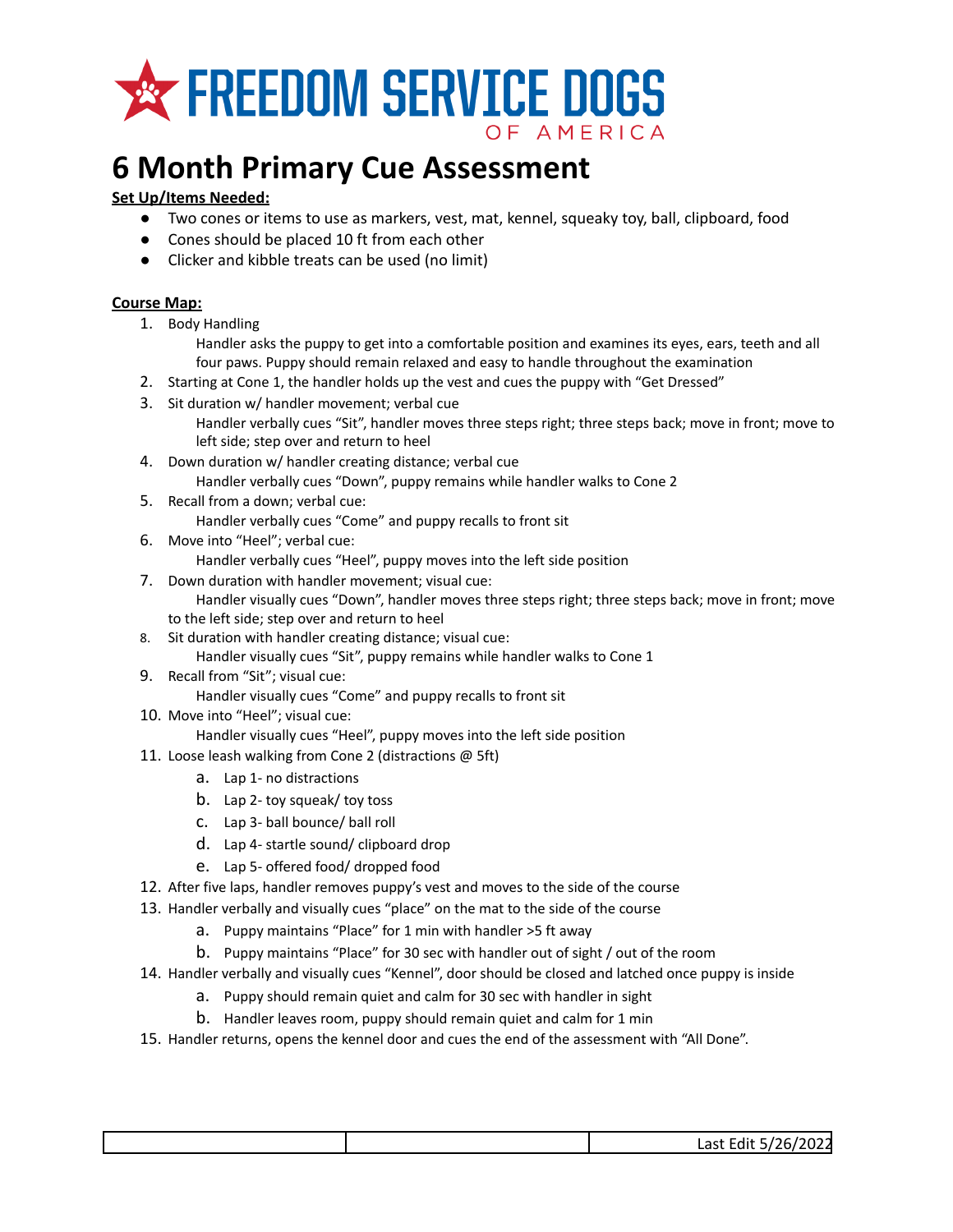# FREEDOM SERVICE DOGS OF AMERICA

# 6 Month Primary Cue Assessment

**Set Up/Items Needed:**

- Two cones or items to use as markers, vest, mat, kennel, squeaky toy, ball, clipboard, food
- Cones should be placed 10 ft from each other
- Clicker and kibble treats can be used (no limit)

**Course Map:**

1. Body Handling
   Handler asks the puppy to get into a comfortable position and examines its eyes, ears, teeth and all four paws. Puppy should remain relaxed and easy to handle throughout the examination
2. Starting at Cone 1, the handler holds up the vest and cues the puppy with "Get Dressed"
3. Sit duration w/ handler movement; verbal cue
   Handler verbally cues "Sit", handler moves three steps right; three steps back; move in front; move to left side; step over and return to heel
4. Down duration w/ handler creating distance; verbal cue
   Handler verbally cues "Down", puppy remains while handler walks to Cone 2
5. Recall from a down; verbal cue:
   Handler verbally cues "Come" and puppy recalls to front sit
6. Move into "Heel"; verbal cue:
   Handler verbally cues "Heel", puppy moves into the left side position
7. Down duration with handler movement; visual cue:
   Handler visually cues "Down", handler moves three steps right; three steps back; move in front; move to the left side; step over and return to heel
8. Sit duration with handler creating distance; visual cue:
   Handler visually cues "Sit", puppy remains while handler walks to Cone 1
9. Recall from "Sit"; visual cue:
   Handler visually cues "Come" and puppy recalls to front sit
10. Move into "Heel"; visual cue:
    Handler visually cues "Heel", puppy moves into the left side position
11. Loose leash walking from Cone 2 (distractions @ 5ft)
    a. Lap 1- no distractions
    b. Lap 2- toy squeak/ toy toss
    c. Lap 3- ball bounce/ ball roll
    d. Lap 4- startle sound/ clipboard drop
    e. Lap 5- offered food/ dropped food
12. After five laps, handler removes puppy's vest and moves to the side of the course
13. Handler verbally and visually cues "place" on the mat to the side of the course
    a. Puppy maintains "Place" for 1 min with handler >5 ft away
    b. Puppy maintains "Place" for 30 sec with handler out of sight / out of the room
14. Handler verbally and visually cues "Kennel", door should be closed and latched once puppy is inside
    a. Puppy should remain quiet and calm for 30 sec with handler in sight
    b. Handler leaves room, puppy should remain quiet and calm for 1 min
15. Handler returns, opens the kennel door and cues the end of the assessment with "All Done".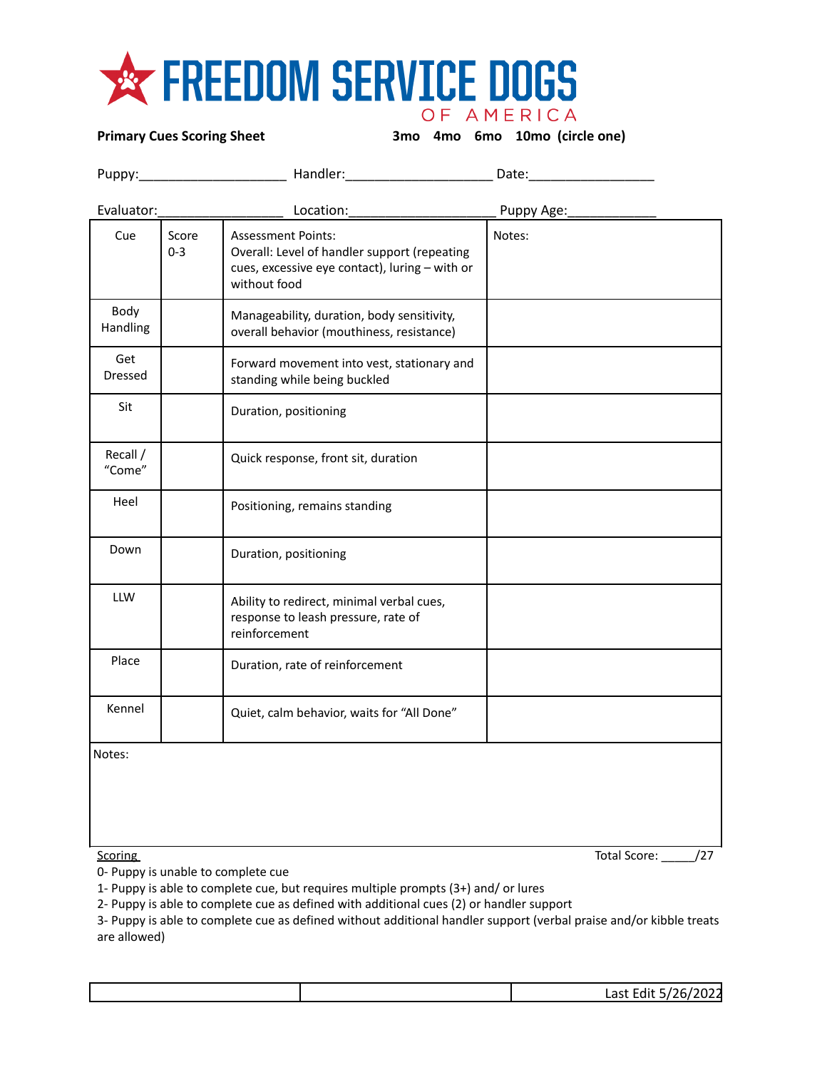# FREEDOM SERVICE DOGS OF AMERICA

**Primary Cues Scoring Sheet** **3mo 4mo 6mo 10mo (circle one)**

Puppy:____________________ Handler:____________________ Date:_________________

Evaluator:_________________ Location:____________________ Puppy Age:____________

| Cue | Score 0-3 | Assessment Points: Overall: Level of handler support (repeating cues, excessive eye contact), luring – with or without food | Notes: |
|---|---|---|---|
| Body Handling | | Manageability, duration, body sensitivity, overall behavior (mouthiness, resistance) | |
| Get Dressed | | Forward movement into vest, stationary and standing while being buckled | |
| Sit | | Duration, positioning | |
| Recall / "Come" | | Quick response, front sit, duration | |
| Heel | | Positioning, remains standing | |
| Down | | Duration, positioning | |
| LLW | | Ability to redirect, minimal verbal cues, response to leash pressure, rate of reinforcement | |
| Place | | Duration, rate of reinforcement | |
| Kennel | | Quiet, calm behavior, waits for "All Done" | |

Notes:

Total Score: _____/27

Scoring

0- Puppy is unable to complete cue

1- Puppy is able to complete cue, but requires multiple prompts (3+) and/ or lures

2- Puppy is able to complete cue as defined with additional cues (2) or handler support

3- Puppy is able to complete cue as defined without additional handler support (verbal praise and/or kibble treats are allowed)

| | | |
|---|---|---|
| | | Last Edit 5/26/2022 |